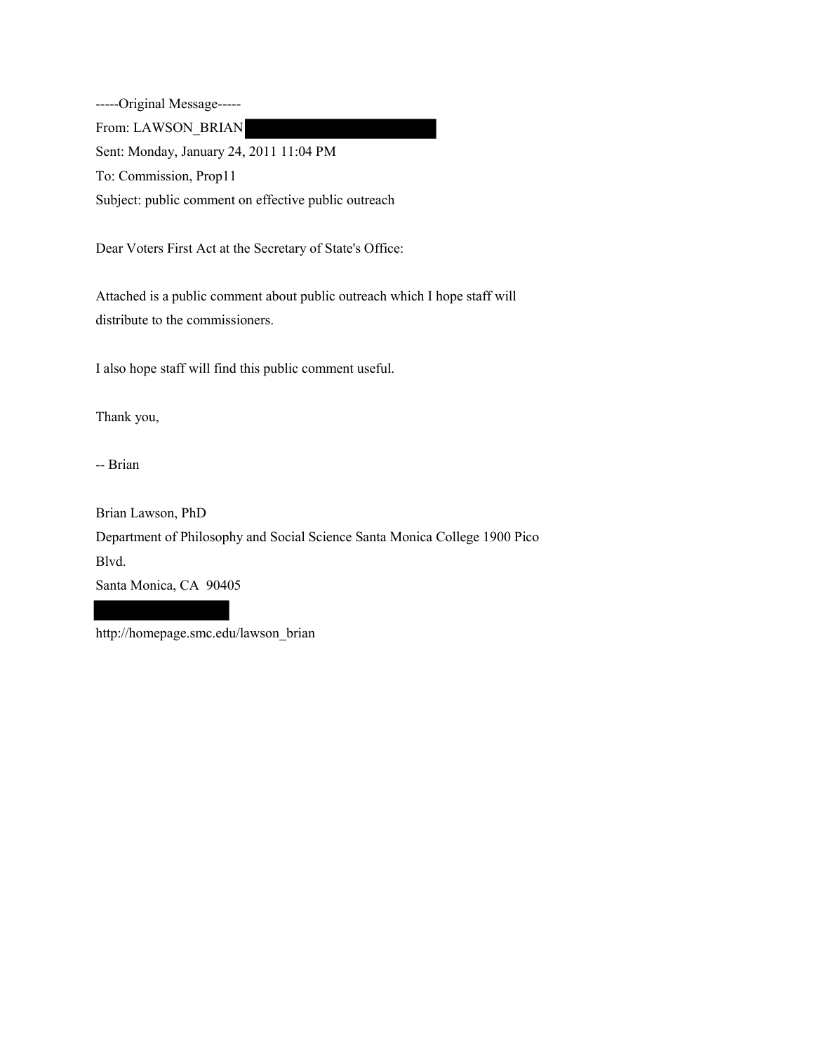-----Original Message-----

From: LAWSON_BRIAN

Sent: Monday, January 24, 2011 11:04 PM

To: Commission, Prop11

Subject: public comment on effective public outreach

Dear Voters First Act at the Secretary of State's Office:

Attached is a public comment about public outreach which I hope staff will distribute to the commissioners.

I also hope staff will find this public comment useful.

Thank you,

-- Brian

Brian Lawson, PhD  
Department of Philosophy and Social Science Santa Monica College 1900 Pico Blvd.  
Santa Monica, CA 90405

http://homepage.smc.edu/lawson_brian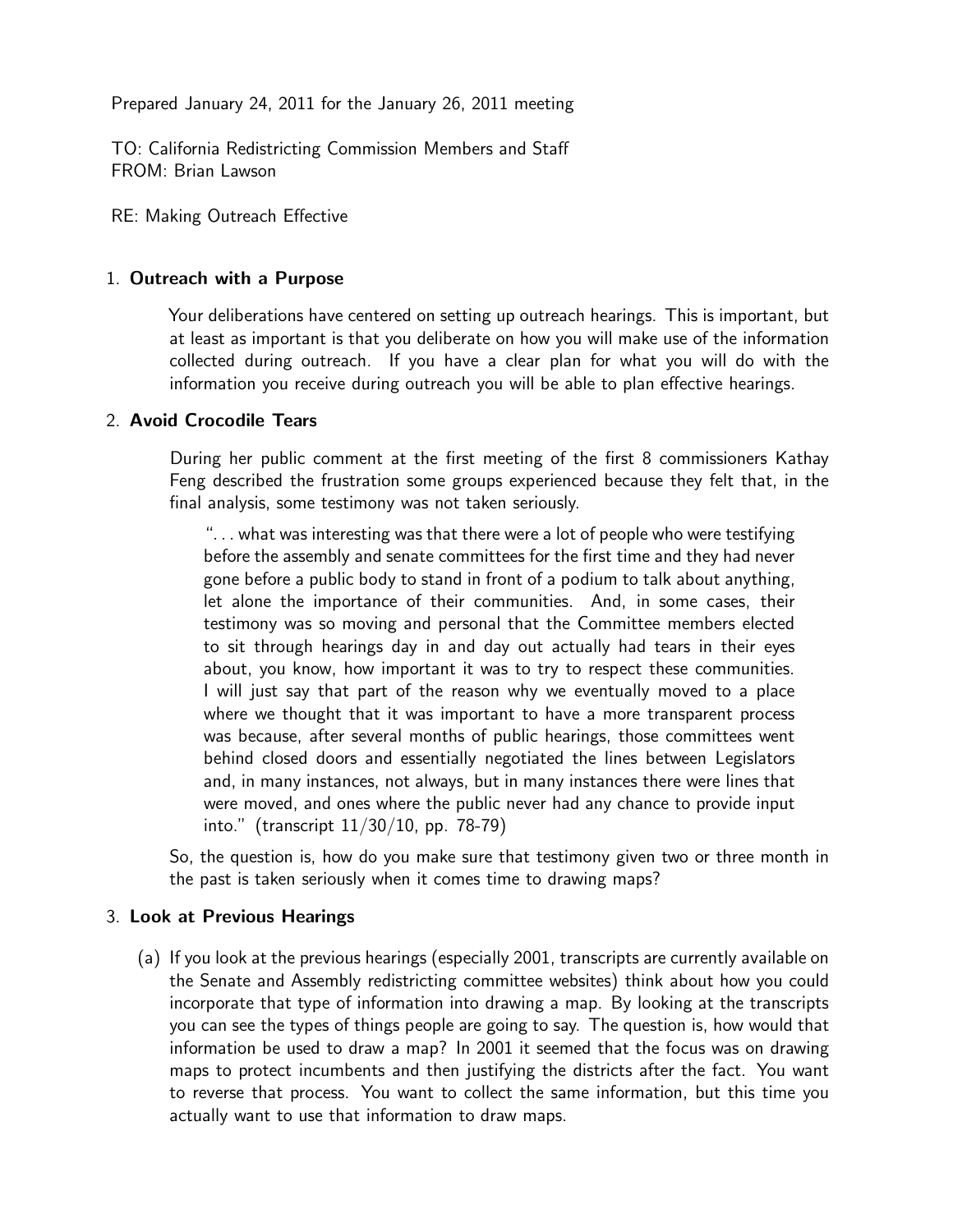Prepared January 24, 2011 for the January 26, 2011 meeting

TO: California Redistricting Commission Members and Staff
FROM: Brian Lawson

RE: Making Outreach Effective

1. **Outreach with a Purpose**

   Your deliberations have centered on setting up outreach hearings. This is important, but at least as important is that you deliberate on how you will make use of the information collected during outreach. If you have a clear plan for what you will do with the information you receive during outreach you will be able to plan effective hearings.

2. **Avoid Crocodile Tears**

   During her public comment at the first meeting of the first 8 commissioners Kathay Feng described the frustration some groups experienced because they felt that, in the final analysis, some testimony was not taken seriously.

   > ". . . what was interesting was that there were a lot of people who were testifying before the assembly and senate committees for the first time and they had never gone before a public body to stand in front of a podium to talk about anything, let alone the importance of their communities. And, in some cases, their testimony was so moving and personal that the Committee members elected to sit through hearings day in and day out actually had tears in their eyes about, you know, how important it was to try to respect these communities. I will just say that part of the reason why we eventually moved to a place where we thought that it was important to have a more transparent process was because, after several months of public hearings, those committees went behind closed doors and essentially negotiated the lines between Legislators and, in many instances, not always, but in many instances there were lines that were moved, and ones where the public never had any chance to provide input into." (transcript 11/30/10, pp. 78-79)

   So, the question is, how do you make sure that testimony given two or three month in the past is taken seriously when it comes time to drawing maps?

3. **Look at Previous Hearings**

   (a) If you look at the previous hearings (especially 2001, transcripts are currently available on the Senate and Assembly redistricting committee websites) think about how you could incorporate that type of information into drawing a map. By looking at the transcripts you can see the types of things people are going to say. The question is, how would that information be used to draw a map? In 2001 it seemed that the focus was on drawing maps to protect incumbents and then justifying the districts after the fact. You want to reverse that process. You want to collect the same information, but this time you actually want to use that information to draw maps.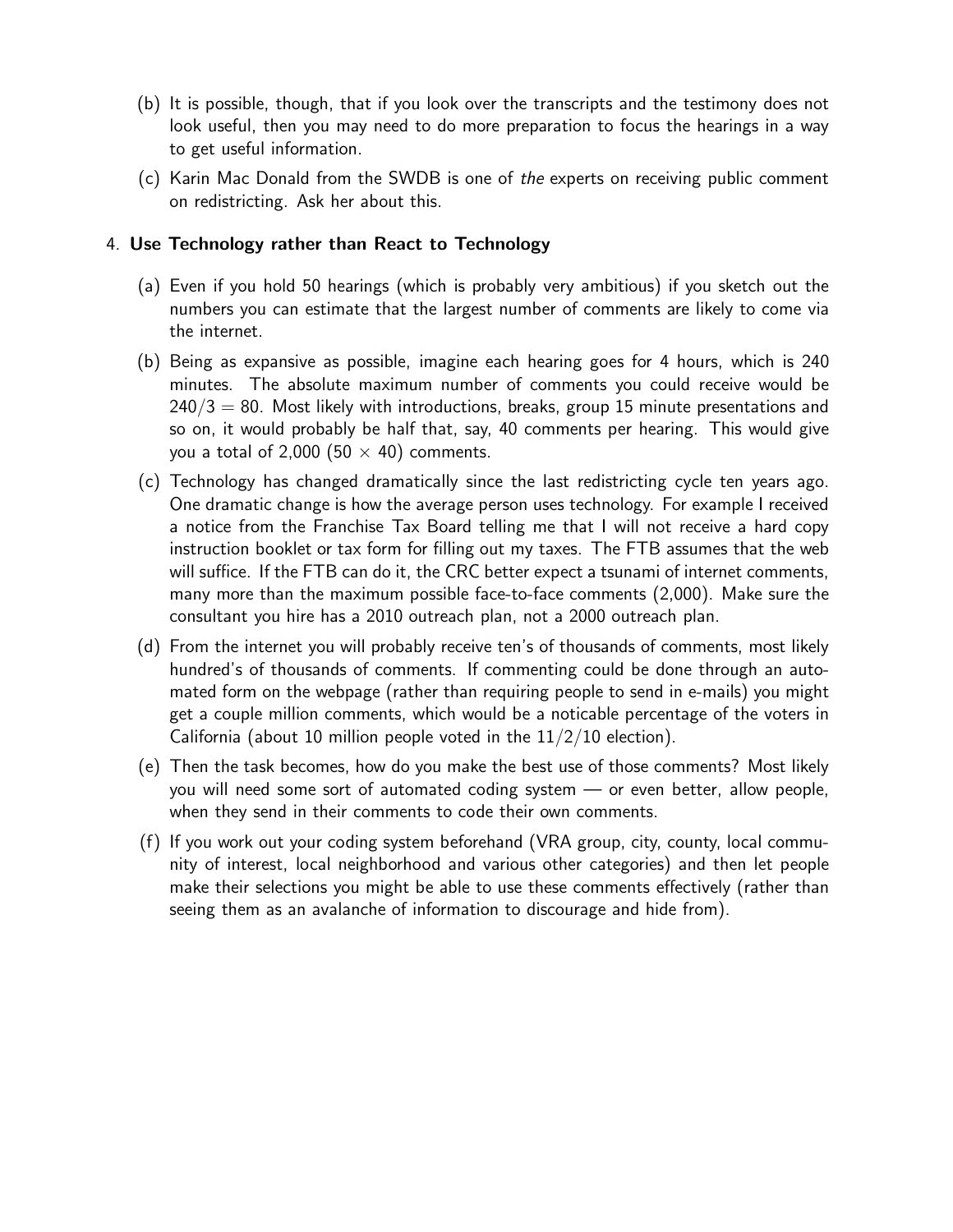(b) It is possible, though, that if you look over the transcripts and the testimony does not look useful, then you may need to do more preparation to focus the hearings in a way to get useful information.

(c) Karin Mac Donald from the SWDB is one of *the* experts on receiving public comment on redistricting. Ask her about this.

4. **Use Technology rather than React to Technology**

   (a) Even if you hold 50 hearings (which is probably very ambitious) if you sketch out the numbers you can estimate that the largest number of comments are likely to come via the internet.

   (b) Being as expansive as possible, imagine each hearing goes for 4 hours, which is 240 minutes. The absolute maximum number of comments you could receive would be $240/3 = 80$. Most likely with introductions, breaks, group 15 minute presentations and so on, it would probably be half that, say, 40 comments per hearing. This would give you a total of 2,000 ($50 \times 40$) comments.

   (c) Technology has changed dramatically since the last redistricting cycle ten years ago. One dramatic change is how the average person uses technology. For example I received a notice from the Franchise Tax Board telling me that I will not receive a hard copy instruction booklet or tax form for filling out my taxes. The FTB assumes that the web will suffice. If the FTB can do it, the CRC better expect a tsunami of internet comments, many more than the maximum possible face-to-face comments (2,000). Make sure the consultant you hire has a 2010 outreach plan, not a 2000 outreach plan.

   (d) From the internet you will probably receive ten's of thousands of comments, most likely hundred's of thousands of comments. If commenting could be done through an automated form on the webpage (rather than requiring people to send in e-mails) you might get a couple million comments, which would be a noticable percentage of the voters in California (about 10 million people voted in the 11/2/10 election).

   (e) Then the task becomes, how do you make the best use of those comments? Most likely you will need some sort of automated coding system — or even better, allow people, when they send in their comments to code their own comments.

   (f) If you work out your coding system beforehand (VRA group, city, county, local community of interest, local neighborhood and various other categories) and then let people make their selections you might be able to use these comments effectively (rather than seeing them as an avalanche of information to discourage and hide from).